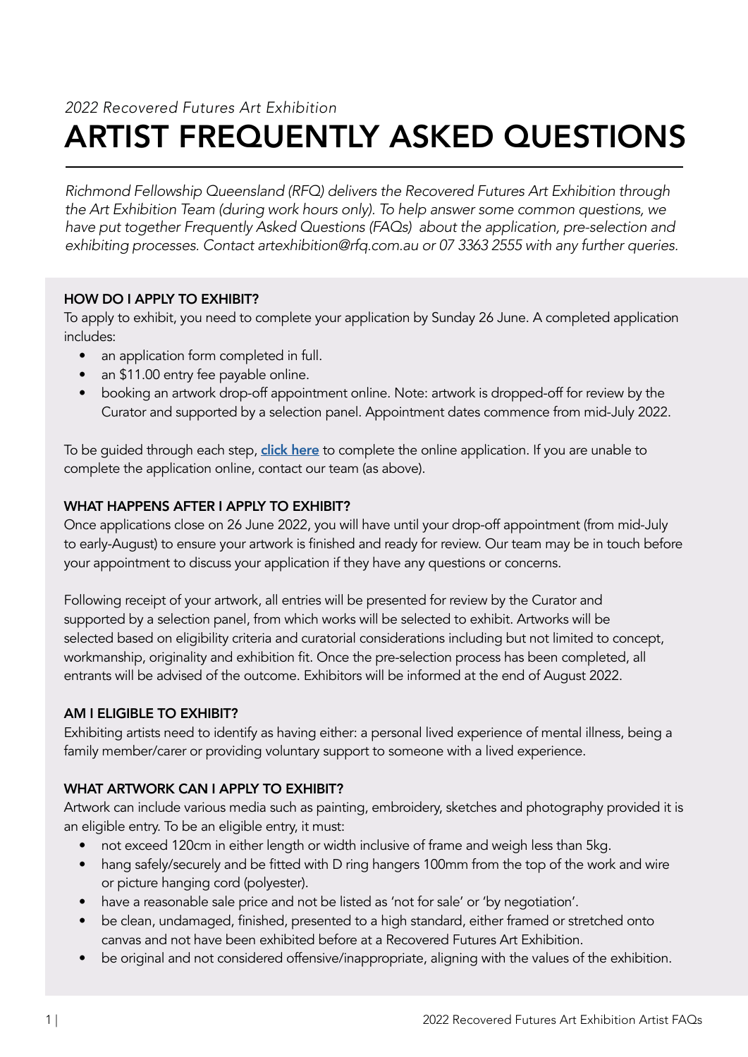*2022 Recovered Futures Art Exhibition*

# ARTIST FREQUENTLY ASKED QUESTIONS

*Richmond Fellowship Queensland (RFQ) delivers the Recovered Futures Art Exhibition through the Art Exhibition Team (during work hours only). To help answer some common questions, we have put together Frequently Asked Questions (FAQs) about the application, pre-selection and exhibiting processes. Contact artexhibition@rfq.com.au or 07 3363 2555 with any further queries.*

## HOW DO I APPLY TO EXHIBIT?

To apply to exhibit, you need to complete your application by Sunday 26 June. A completed application includes:

- an application form completed in full.
- an $11.00 entry fee payable online.
- booking an artwork drop-off appointment online. Note: artwork is dropped-off for review by the Curator and supported by a selection panel. Appointment dates commence from mid-July 2022.

To be guided through each step, **click here** to complete the online application. If you are unable to complete the application online, contact our team (as above).

## WHAT HAPPENS AFTER I APPLY TO EXHIBIT?

Once applications close on 26 June 2022, you will have until your drop-off appointment (from mid-July to early-August) to ensure your artwork is finished and ready for review. Our team may be in touch before your appointment to discuss your application if they have any questions or concerns.

Following receipt of your artwork, all entries will be presented for review by the Curator and supported by a selection panel, from which works will be selected to exhibit. Artworks will be selected based on eligibility criteria and curatorial considerations including but not limited to concept, workmanship, originality and exhibition fit. Once the pre-selection process has been completed, all entrants will be advised of the outcome. Exhibitors will be informed at the end of August 2022.

## AM I ELIGIBLE TO EXHIBIT?

Exhibiting artists need to identify as having either: a personal lived experience of mental illness, being a family member/carer or providing voluntary support to someone with a lived experience.

## WHAT ARTWORK CAN I APPLY TO EXHIBIT?

Artwork can include various media such as painting, embroidery, sketches and photography provided it is an eligible entry. To be an eligible entry, it must:

- not exceed 120cm in either length or width inclusive of frame and weigh less than 5kg.
- hang safely/securely and be fitted with D ring hangers 100mm from the top of the work and wire or picture hanging cord (polyester).
- have a reasonable sale price and not be listed as 'not for sale' or 'by negotiation'.
- be clean, undamaged, finished, presented to a high standard, either framed or stretched onto canvas and not have been exhibited before at a Recovered Futures Art Exhibition.
- be original and not considered offensive/inappropriate, aligning with the values of the exhibition.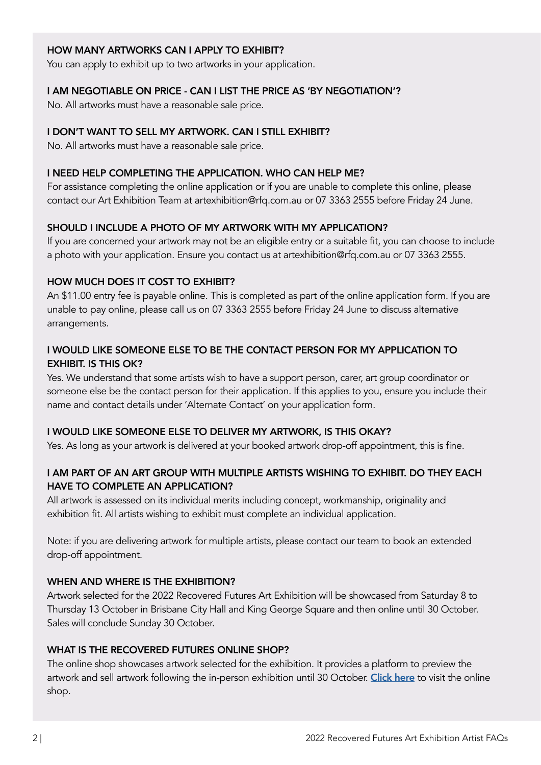### HOW MANY ARTWORKS CAN I APPLY TO EXHIBIT?

You can apply to exhibit up to two artworks in your application.

### I AM NEGOTIABLE ON PRICE - CAN I LIST THE PRICE AS 'BY NEGOTIATION'?

No. All artworks must have a reasonable sale price.

### I DON'T WANT TO SELL MY ARTWORK. CAN I STILL EXHIBIT?

No. All artworks must have a reasonable sale price.

### I NEED HELP COMPLETING THE APPLICATION. WHO CAN HELP ME?

For assistance completing the online application or if you are unable to complete this online, please contact our Art Exhibition Team at artexhibition@rfq.com.au or 07 3363 2555 before Friday 24 June.

### SHOULD I INCLUDE A PHOTO OF MY ARTWORK WITH MY APPLICATION?

If you are concerned your artwork may not be an eligible entry or a suitable fit, you can choose to include a photo with your application. Ensure you contact us at artexhibition@rfq.com.au or 07 3363 2555.

### HOW MUCH DOES IT COST TO EXHIBIT?

An $11.00 entry fee is payable online. This is completed as part of the online application form. If you are unable to pay online, please call us on 07 3363 2555 before Friday 24 June to discuss alternative arrangements.

### I WOULD LIKE SOMEONE ELSE TO BE THE CONTACT PERSON FOR MY APPLICATION TO EXHIBIT. IS THIS OK?

Yes. We understand that some artists wish to have a support person, carer, art group coordinator or someone else be the contact person for their application. If this applies to you, ensure you include their name and contact details under 'Alternate Contact' on your application form.

### I WOULD LIKE SOMEONE ELSE TO DELIVER MY ARTWORK, IS THIS OKAY?

Yes. As long as your artwork is delivered at your booked artwork drop-off appointment, this is fine.

### I AM PART OF AN ART GROUP WITH MULTIPLE ARTISTS WISHING TO EXHIBIT. DO THEY EACH HAVE TO COMPLETE AN APPLICATION?

All artwork is assessed on its individual merits including concept, workmanship, originality and exhibition fit. All artists wishing to exhibit must complete an individual application.

Note: if you are delivering artwork for multiple artists, please contact our team to book an extended drop-off appointment.

### WHEN AND WHERE IS THE EXHIBITION?

Artwork selected for the 2022 Recovered Futures Art Exhibition will be showcased from Saturday 8 to Thursday 13 October in Brisbane City Hall and King George Square and then online until 30 October. Sales will conclude Sunday 30 October.

### WHAT IS THE RECOVERED FUTURES ONLINE SHOP?

The online shop showcases artwork selected for the exhibition. It provides a platform to preview the artwork and sell artwork following the in-person exhibition until 30 October. **Click here** to visit the online shop.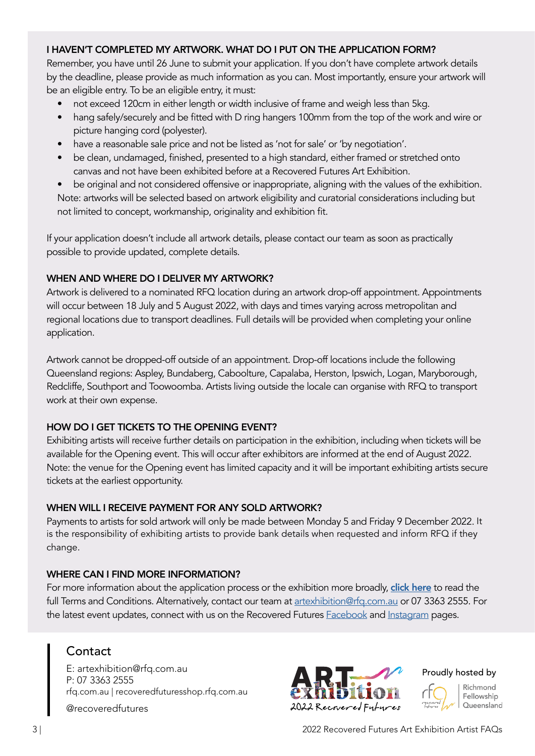### I HAVEN'T COMPLETED MY ARTWORK. WHAT DO I PUT ON THE APPLICATION FORM?

Remember, you have until 26 June to submit your application. If you don't have complete artwork details by the deadline, please provide as much information as you can. Most importantly, ensure your artwork will be an eligible entry. To be an eligible entry, it must:

- not exceed 120cm in either length or width inclusive of frame and weigh less than 5kg.
- hang safely/securely and be fitted with D ring hangers 100mm from the top of the work and wire or picture hanging cord (polyester).
- have a reasonable sale price and not be listed as 'not for sale' or 'by negotiation'.
- be clean, undamaged, finished, presented to a high standard, either framed or stretched onto canvas and not have been exhibited before at a Recovered Futures Art Exhibition.
- be original and not considered offensive or inappropriate, aligning with the values of the exhibition.

Note: artworks will be selected based on artwork eligibility and curatorial considerations including but not limited to concept, workmanship, originality and exhibition fit.

If your application doesn't include all artwork details, please contact our team as soon as practically possible to provide updated, complete details.

### WHEN AND WHERE DO I DELIVER MY ARTWORK?

Artwork is delivered to a nominated RFQ location during an artwork drop-off appointment. Appointments will occur between 18 July and 5 August 2022, with days and times varying across metropolitan and regional locations due to transport deadlines. Full details will be provided when completing your online application.

Artwork cannot be dropped-off outside of an appointment. Drop-off locations include the following Queensland regions: Aspley, Bundaberg, Caboolture, Capalaba, Herston, Ipswich, Logan, Maryborough, Redcliffe, Southport and Toowoomba. Artists living outside the locale can organise with RFQ to transport work at their own expense.

### HOW DO I GET TICKETS TO THE OPENING EVENT?

Exhibiting artists will receive further details on participation in the exhibition, including when tickets will be available for the Opening event. This will occur after exhibitors are informed at the end of August 2022. Note: the venue for the Opening event has limited capacity and it will be important exhibiting artists secure tickets at the earliest opportunity.

### WHEN WILL I RECEIVE PAYMENT FOR ANY SOLD ARTWORK?

Payments to artists for sold artwork will only be made between Monday 5 and Friday 9 December 2022. It is the responsibility of exhibiting artists to provide bank details when requested and inform RFQ if they change.

### WHERE CAN I FIND MORE INFORMATION?

For more information about the application process or the exhibition more broadly, **click here** to read the full Terms and Conditions. Alternatively, contact our team at artexhibition@rfq.com.au or 07 3363 2555. For the latest event updates, connect with us on the Recovered Futures Facebook and Instagram pages.

## Contact

E: artexhibition@rfq.com.au
P: 07 3363 2555
rfq.com.au | recoveredfuturesshop.rfq.com.au

@recoveredfutures

ART exhibition 2022 Recovered Futures

Proudly hosted by

Richmond Fellowship Queensland